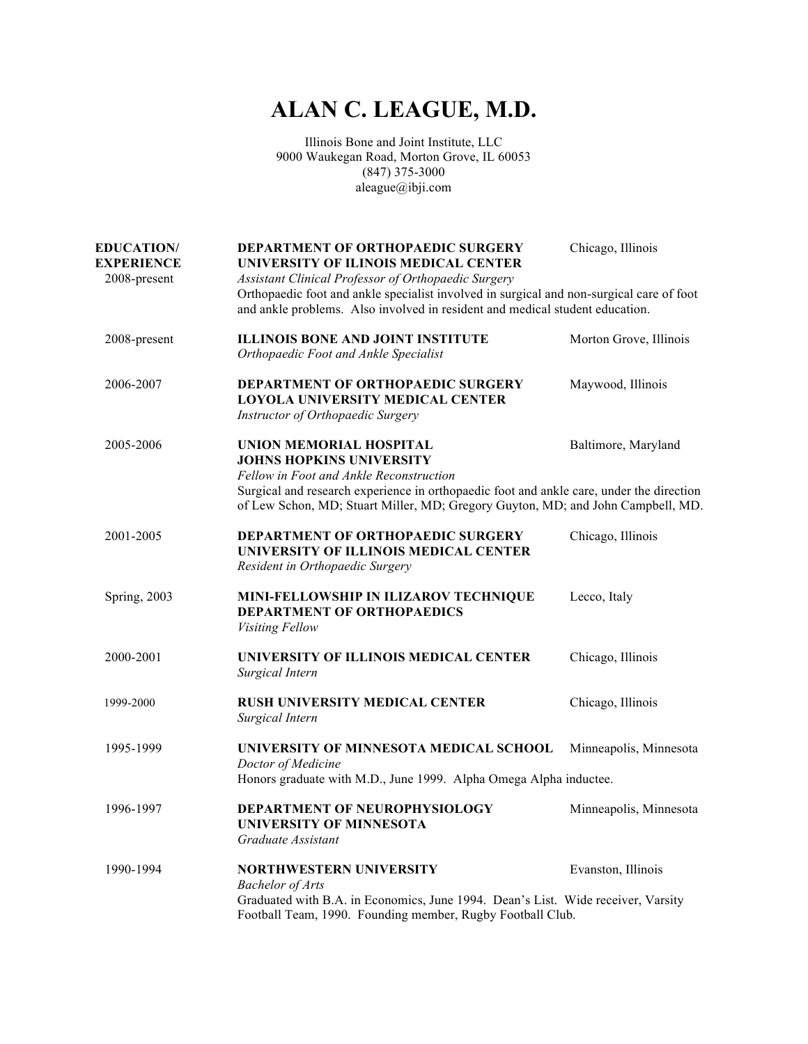# ALAN C. LEAGUE, M.D.

Illinois Bone and Joint Institute, LLC
9000 Waukegan Road, Morton Grove, IL 60053
(847) 375-3000
aleague@ibji.com

## EDUCATION/ EXPERIENCE

**2008-present** — **DEPARTMENT OF ORTHOPAEDIC SURGERY, UNIVERSITY OF ILINOIS MEDICAL CENTER** — Chicago, Illinois
*Assistant Clinical Professor of Orthopaedic Surgery*
Orthopaedic foot and ankle specialist involved in surgical and non-surgical care of foot and ankle problems. Also involved in resident and medical student education.

**2008-present** — **ILLINOIS BONE AND JOINT INSTITUTE** — Morton Grove, Illinois
*Orthopaedic Foot and Ankle Specialist*

**2006-2007** — **DEPARTMENT OF ORTHOPAEDIC SURGERY, LOYOLA UNIVERSITY MEDICAL CENTER** — Maywood, Illinois
*Instructor of Orthopaedic Surgery*

**2005-2006** — **UNION MEMORIAL HOSPITAL, JOHNS HOPKINS UNIVERSITY** — Baltimore, Maryland
*Fellow in Foot and Ankle Reconstruction*
Surgical and research experience in orthopaedic foot and ankle care, under the direction of Lew Schon, MD; Stuart Miller, MD; Gregory Guyton, MD; and John Campbell, MD.

**2001-2005** — **DEPARTMENT OF ORTHOPAEDIC SURGERY, UNIVERSITY OF ILLINOIS MEDICAL CENTER** — Chicago, Illinois
*Resident in Orthopaedic Surgery*

**Spring, 2003** — **MINI-FELLOWSHIP IN ILIZAROV TECHNIQUE, DEPARTMENT OF ORTHOPAEDICS** — Lecco, Italy
*Visiting Fellow*

**2000-2001** — **UNIVERSITY OF ILLINOIS MEDICAL CENTER** — Chicago, Illinois
*Surgical Intern*

**1999-2000** — **RUSH UNIVERSITY MEDICAL CENTER** — Chicago, Illinois
*Surgical Intern*

**1995-1999** — **UNIVERSITY OF MINNESOTA MEDICAL SCHOOL** — Minneapolis, Minnesota
*Doctor of Medicine*
Honors graduate with M.D., June 1999. Alpha Omega Alpha inductee.

**1996-1997** — **DEPARTMENT OF NEUROPHYSIOLOGY, UNIVERSITY OF MINNESOTA** — Minneapolis, Minnesota
*Graduate Assistant*

**1990-1994** — **NORTHWESTERN UNIVERSITY** — Evanston, Illinois
*Bachelor of Arts*
Graduated with B.A. in Economics, June 1994. Dean's List. Wide receiver, Varsity Football Team, 1990. Founding member, Rugby Football Club.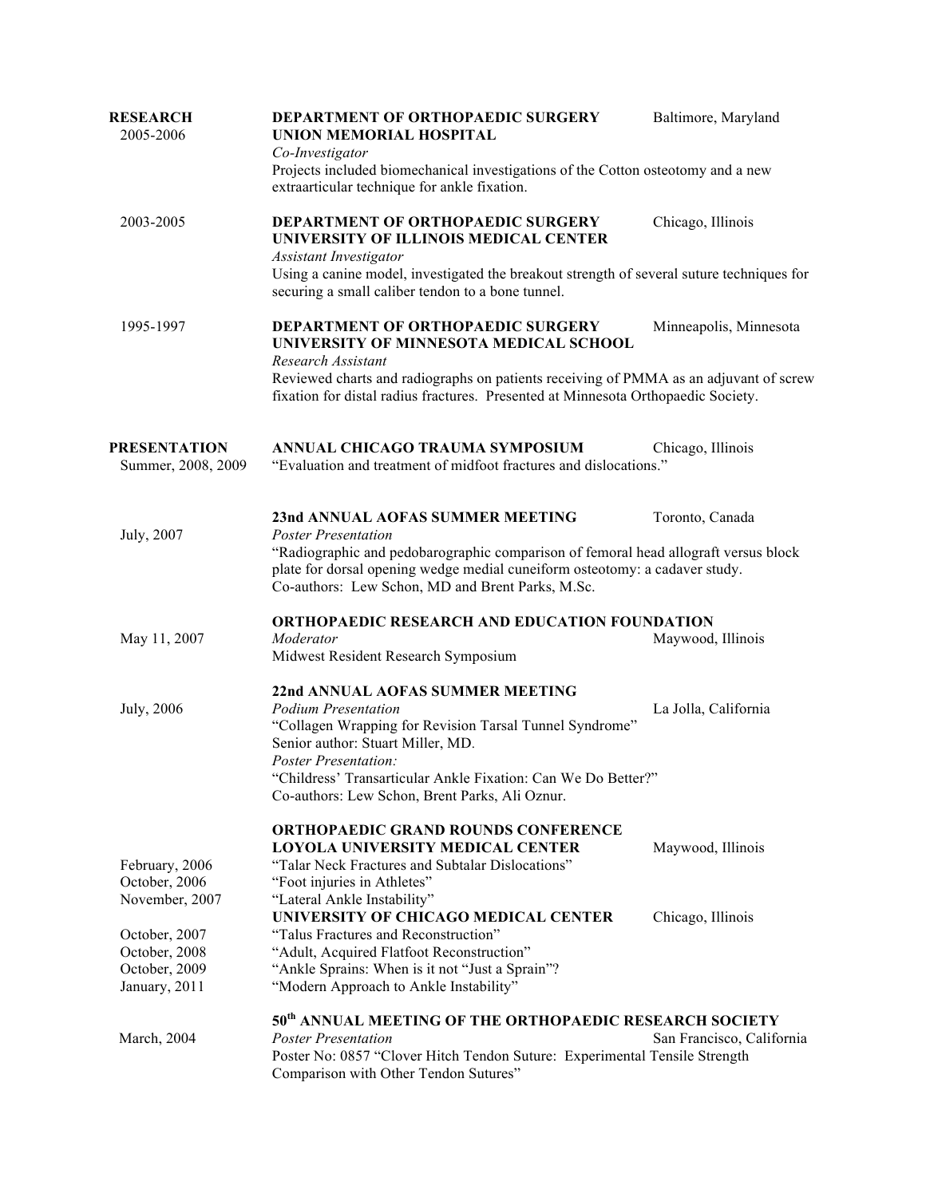## RESEARCH

**2005-2006**
**DEPARTMENT OF ORTHOPAEDIC SURGERY** — Baltimore, Maryland
**UNION MEMORIAL HOSPITAL**
*Co-Investigator*
Projects included biomechanical investigations of the Cotton osteotomy and a new extraarticular technique for ankle fixation.

**2003-2005**
**DEPARTMENT OF ORTHOPAEDIC SURGERY** — Chicago, Illinois
**UNIVERSITY OF ILLINOIS MEDICAL CENTER**
*Assistant Investigator*
Using a canine model, investigated the breakout strength of several suture techniques for securing a small caliber tendon to a bone tunnel.

**1995-1997**
**DEPARTMENT OF ORTHOPAEDIC SURGERY** — Minneapolis, Minnesota
**UNIVERSITY OF MINNESOTA MEDICAL SCHOOL**
*Research Assistant*
Reviewed charts and radiographs on patients receiving of PMMA as an adjuvant of screw fixation for distal radius fractures. Presented at Minnesota Orthopaedic Society.

## PRESENTATION

**Summer, 2008, 2009**
**ANNUAL CHICAGO TRAUMA SYMPOSIUM** — Chicago, Illinois
"Evaluation and treatment of midfoot fractures and dislocations."

**July, 2007**
**23nd ANNUAL AOFAS SUMMER MEETING** — Toronto, Canada
*Poster Presentation*
"Radiographic and pedobarographic comparison of femoral head allograft versus block plate for dorsal opening wedge medial cuneiform osteotomy: a cadaver study.
Co-authors: Lew Schon, MD and Brent Parks, M.Sc.

**May 11, 2007**
**ORTHOPAEDIC RESEARCH AND EDUCATION FOUNDATION**
*Moderator* — Maywood, Illinois
Midwest Resident Research Symposium

**July, 2006**
**22nd ANNUAL AOFAS SUMMER MEETING**
*Podium Presentation* — La Jolla, California
"Collagen Wrapping for Revision Tarsal Tunnel Syndrome"
Senior author: Stuart Miller, MD.
*Poster Presentation:*
"Childress' Transarticular Ankle Fixation: Can We Do Better?"
Co-authors: Lew Schon, Brent Parks, Ali Oznur.

**ORTHOPAEDIC GRAND ROUNDS CONFERENCE**
**LOYOLA UNIVERSITY MEDICAL CENTER** — Maywood, Illinois
- February, 2006 — "Talar Neck Fractures and Subtalar Dislocations"
- October, 2006 — "Foot injuries in Athletes"
- November, 2007 — "Lateral Ankle Instability"

**UNIVERSITY OF CHICAGO MEDICAL CENTER** — Chicago, Illinois
- October, 2007 — "Talus Fractures and Reconstruction"
- October, 2008 — "Adult, Acquired Flatfoot Reconstruction"
- October, 2009 — "Ankle Sprains: When is it not "Just a Sprain"?
- January, 2011 — "Modern Approach to Ankle Instability"

**March, 2004**
**50th ANNUAL MEETING OF THE ORTHOPAEDIC RESEARCH SOCIETY**
*Poster Presentation* — San Francisco, California
Poster No: 0857 "Clover Hitch Tendon Suture: Experimental Tensile Strength Comparison with Other Tendon Sutures"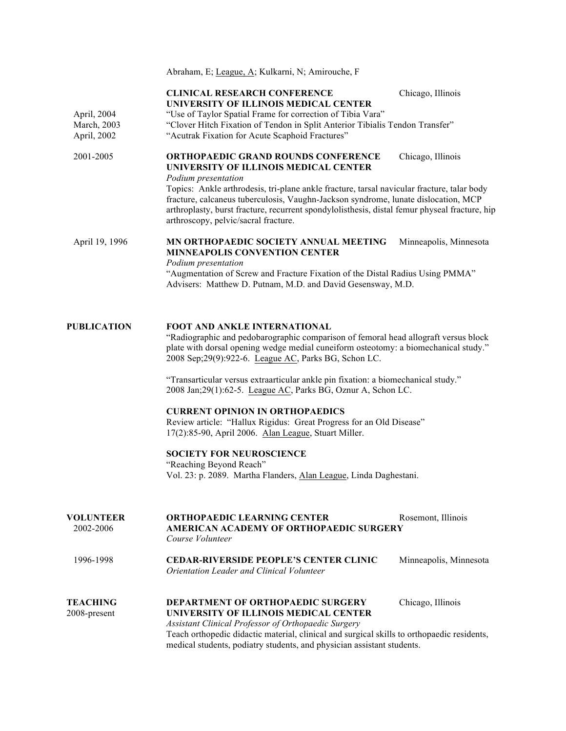Abraham, E; <u>League, A</u>; Kulkarni, N; Amirouche, F

**CLINICAL RESEARCH CONFERENCE** — Chicago, Illinois
**UNIVERSITY OF ILLINOIS MEDICAL CENTER**

- April, 2004 — "Use of Taylor Spatial Frame for correction of Tibia Vara"
- March, 2003 — "Clover Hitch Fixation of Tendon in Split Anterior Tibialis Tendon Transfer"
- April, 2002 — "Acutrak Fixation for Acute Scaphoid Fractures"

2001-2005 — **ORTHOPAEDIC GRAND ROUNDS CONFERENCE** — Chicago, Illinois
**UNIVERSITY OF ILLINOIS MEDICAL CENTER**
*Podium presentation*
Topics: Ankle arthrodesis, tri-plane ankle fracture, tarsal navicular fracture, talar body fracture, calcaneus tuberculosis, Vaughn-Jackson syndrome, lunate dislocation, MCP arthroplasty, burst fracture, recurrent spondylolisthesis, distal femur physeal fracture, hip arthroscopy, pelvic/sacral fracture.

April 19, 1996 — **MN ORTHOPAEDIC SOCIETY ANNUAL MEETING** — Minneapolis, Minnesota
**MINNEAPOLIS CONVENTION CENTER**
*Podium presentation*
"Augmentation of Screw and Fracture Fixation of the Distal Radius Using PMMA"
Advisers: Matthew D. Putnam, M.D. and David Gesensway, M.D.

## PUBLICATION

**FOOT AND ANKLE INTERNATIONAL**
"Radiographic and pedobarographic comparison of femoral head allograft versus block plate with dorsal opening wedge medial cuneiform osteotomy: a biomechanical study." 2008 Sep;29(9):922-6. <u>League AC</u>, Parks BG, Schon LC.

"Transarticular versus extraarticular ankle pin fixation: a biomechanical study." 2008 Jan;29(1):62-5. <u>League AC</u>, Parks BG, Oznur A, Schon LC.

**CURRENT OPINION IN ORTHOPAEDICS**
Review article: "Hallux Rigidus: Great Progress for an Old Disease"
17(2):85-90, April 2006. <u>Alan League</u>, Stuart Miller.

**SOCIETY FOR NEUROSCIENCE**
"Reaching Beyond Reach"
Vol. 23: p. 2089. Martha Flanders, <u>Alan League</u>, Linda Daghestani.

## VOLUNTEER

2002-2006 — **ORTHOPAEDIC LEARNING CENTER** — Rosemont, Illinois
**AMERICAN ACADEMY OF ORTHOPAEDIC SURGERY**
*Course Volunteer*

1996-1998 — **CEDAR-RIVERSIDE PEOPLE'S CENTER CLINIC** — Minneapolis, Minnesota
*Orientation Leader and Clinical Volunteer*

## TEACHING

2008-present — **DEPARTMENT OF ORTHOPAEDIC SURGERY** — Chicago, Illinois
**UNIVERSITY OF ILLINOIS MEDICAL CENTER**
*Assistant Clinical Professor of Orthopaedic Surgery*
Teach orthopedic didactic material, clinical and surgical skills to orthopaedic residents, medical students, podiatry students, and physician assistant students.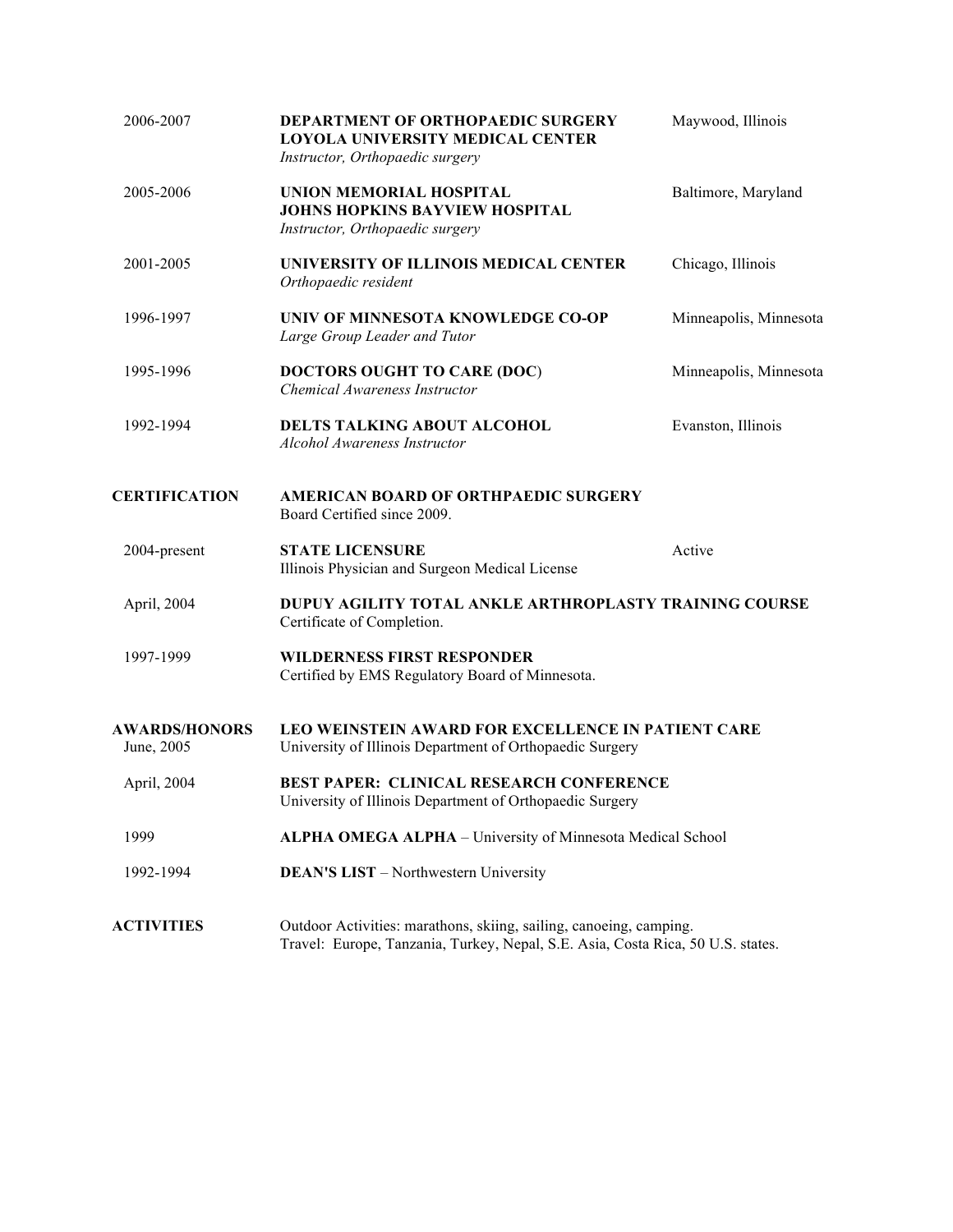| | | |
|---|---|---|
| 2006-2007 | **DEPARTMENT OF ORTHOPAEDIC SURGERY**<br>**LOYOLA UNIVERSITY MEDICAL CENTER**<br>*Instructor, Orthopaedic surgery* | Maywood, Illinois |
| 2005-2006 | **UNION MEMORIAL HOSPITAL**<br>**JOHNS HOPKINS BAYVIEW HOSPITAL**<br>*Instructor, Orthopaedic surgery* | Baltimore, Maryland |
| 2001-2005 | **UNIVERSITY OF ILLINOIS MEDICAL CENTER**<br>*Orthopaedic resident* | Chicago, Illinois |
| 1996-1997 | **UNIV OF MINNESOTA KNOWLEDGE CO-OP**<br>*Large Group Leader and Tutor* | Minneapolis, Minnesota |
| 1995-1996 | **DOCTORS OUGHT TO CARE (DOC)**<br>*Chemical Awareness Instructor* | Minneapolis, Minnesota |
| 1992-1994 | **DELTS TALKING ABOUT ALCOHOL**<br>*Alcohol Awareness Instructor* | Evanston, Illinois |

## CERTIFICATION

| | | |
|---|---|---|
| | **AMERICAN BOARD OF ORTHPAEDIC SURGERY**<br>Board Certified since 2009. | |
| 2004-present | **STATE LICENSURE**<br>Illinois Physician and Surgeon Medical License | Active |
| April, 2004 | **DUPUY AGILITY TOTAL ANKLE ARTHROPLASTY TRAINING COURSE**<br>Certificate of Completion. | |
| 1997-1999 | **WILDERNESS FIRST RESPONDER**<br>Certified by EMS Regulatory Board of Minnesota. | |

## AWARDS/HONORS

| | |
|---|---|
| June, 2005 | **LEO WEINSTEIN AWARD FOR EXCELLENCE IN PATIENT CARE**<br>University of Illinois Department of Orthopaedic Surgery |
| April, 2004 | **BEST PAPER: CLINICAL RESEARCH CONFERENCE**<br>University of Illinois Department of Orthopaedic Surgery |
| 1999 | **ALPHA OMEGA ALPHA** – University of Minnesota Medical School |
| 1992-1994 | **DEAN'S LIST** – Northwestern University |

## ACTIVITIES

Outdoor Activities: marathons, skiing, sailing, canoeing, camping.
Travel: Europe, Tanzania, Turkey, Nepal, S.E. Asia, Costa Rica, 50 U.S. states.